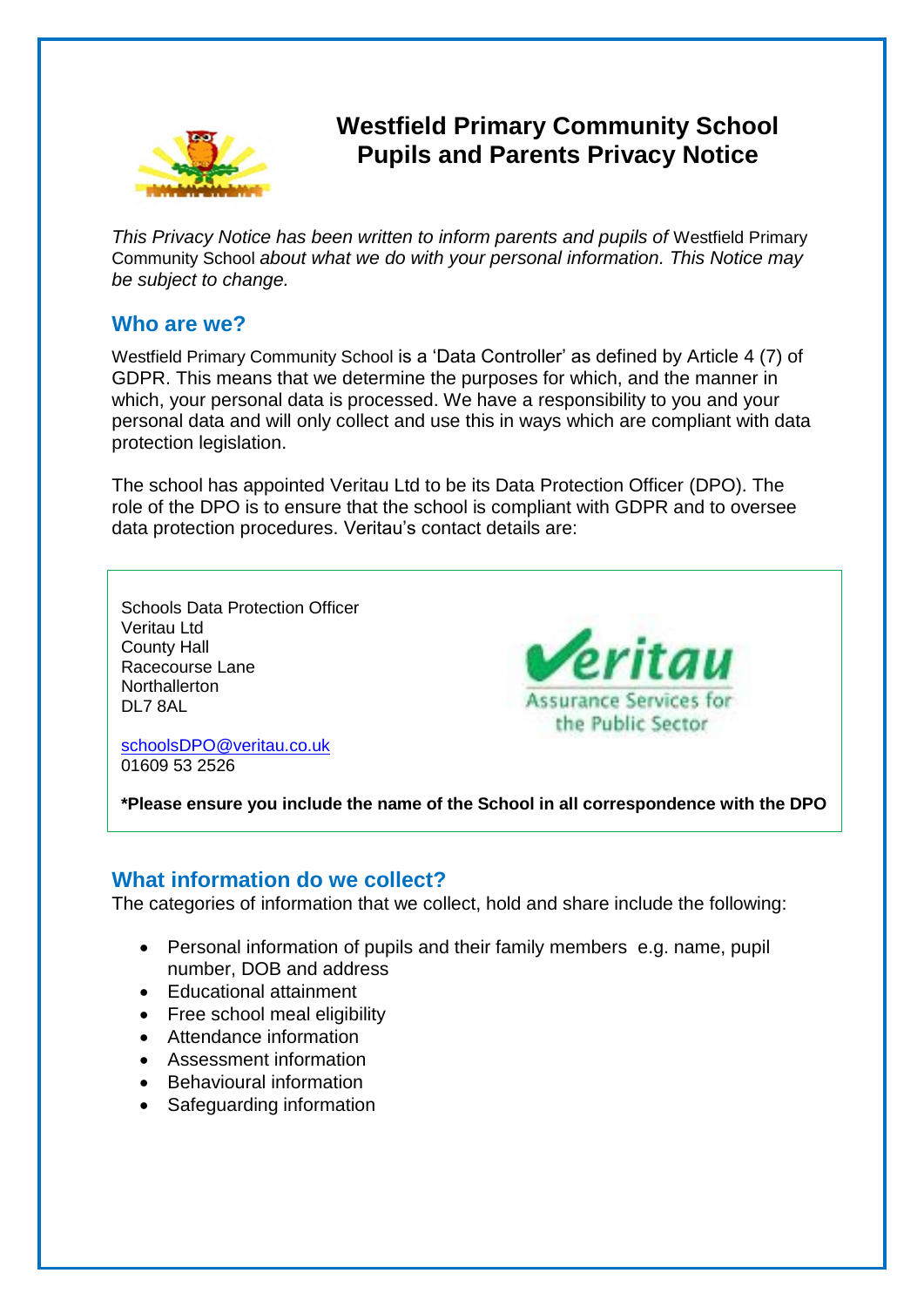# Westfield Primary Community School Pupils and Parents Privacy Notice

*This Privacy Notice has been written to inform parents and pupils of* Westfield Primary Community School *about what we do with your personal information. This Notice may be subject to change.*

## Who are we?

Westfield Primary Community School is a 'Data Controller' as defined by Article 4 (7) of GDPR. This means that we determine the purposes for which, and the manner in which, your personal data is processed. We have a responsibility to you and your personal data and will only collect and use this in ways which are compliant with data protection legislation.

The school has appointed Veritau Ltd to be its Data Protection Officer (DPO). The role of the DPO is to ensure that the school is compliant with GDPR and to oversee data protection procedures. Veritau's contact details are:

Schools Data Protection Officer
Veritau Ltd
County Hall
Racecourse Lane
Northallerton
DL7 8AL

schoolsDPO@veritau.co.uk
01609 53 2526

**\*Please ensure you include the name of the School in all correspondence with the DPO**

## What information do we collect?

The categories of information that we collect, hold and share include the following:

- Personal information of pupils and their family members e.g. name, pupil number, DOB and address
- Educational attainment
- Free school meal eligibility
- Attendance information
- Assessment information
- Behavioural information
- Safeguarding information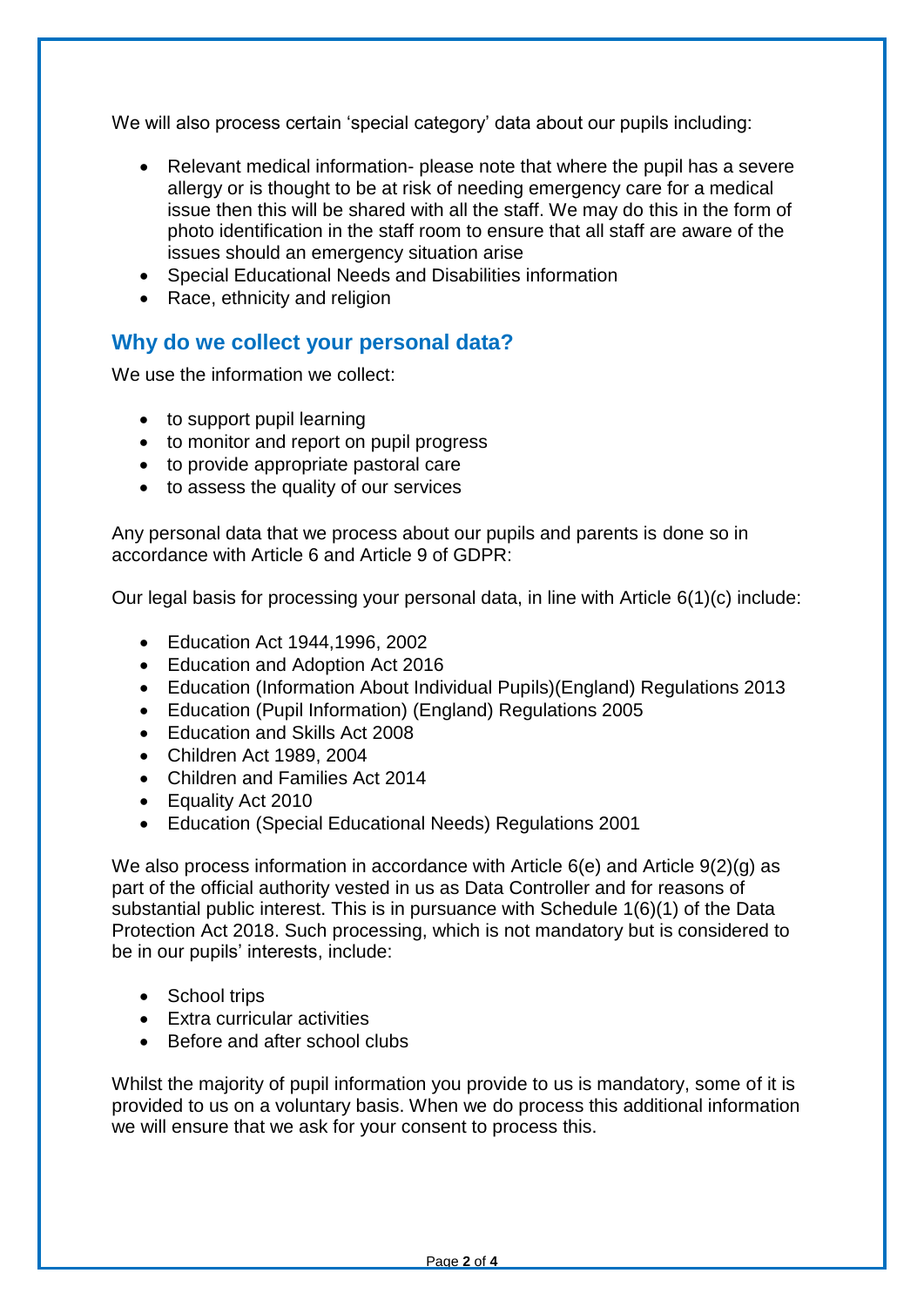We will also process certain 'special category' data about our pupils including:

- Relevant medical information- please note that where the pupil has a severe allergy or is thought to be at risk of needing emergency care for a medical issue then this will be shared with all the staff. We may do this in the form of photo identification in the staff room to ensure that all staff are aware of the issues should an emergency situation arise
- Special Educational Needs and Disabilities information
- Race, ethnicity and religion

## Why do we collect your personal data?

We use the information we collect:

- to support pupil learning
- to monitor and report on pupil progress
- to provide appropriate pastoral care
- to assess the quality of our services

Any personal data that we process about our pupils and parents is done so in accordance with Article 6 and Article 9 of GDPR:

Our legal basis for processing your personal data, in line with Article 6(1)(c) include:

- Education Act 1944,1996, 2002
- Education and Adoption Act 2016
- Education (Information About Individual Pupils)(England) Regulations 2013
- Education (Pupil Information) (England) Regulations 2005
- Education and Skills Act 2008
- Children Act 1989, 2004
- Children and Families Act 2014
- Equality Act 2010
- Education (Special Educational Needs) Regulations 2001

We also process information in accordance with Article 6(e) and Article 9(2)(g) as part of the official authority vested in us as Data Controller and for reasons of substantial public interest. This is in pursuance with Schedule 1(6)(1) of the Data Protection Act 2018. Such processing, which is not mandatory but is considered to be in our pupils' interests, include:

- School trips
- Extra curricular activities
- Before and after school clubs

Whilst the majority of pupil information you provide to us is mandatory, some of it is provided to us on a voluntary basis. When we do process this additional information we will ensure that we ask for your consent to process this.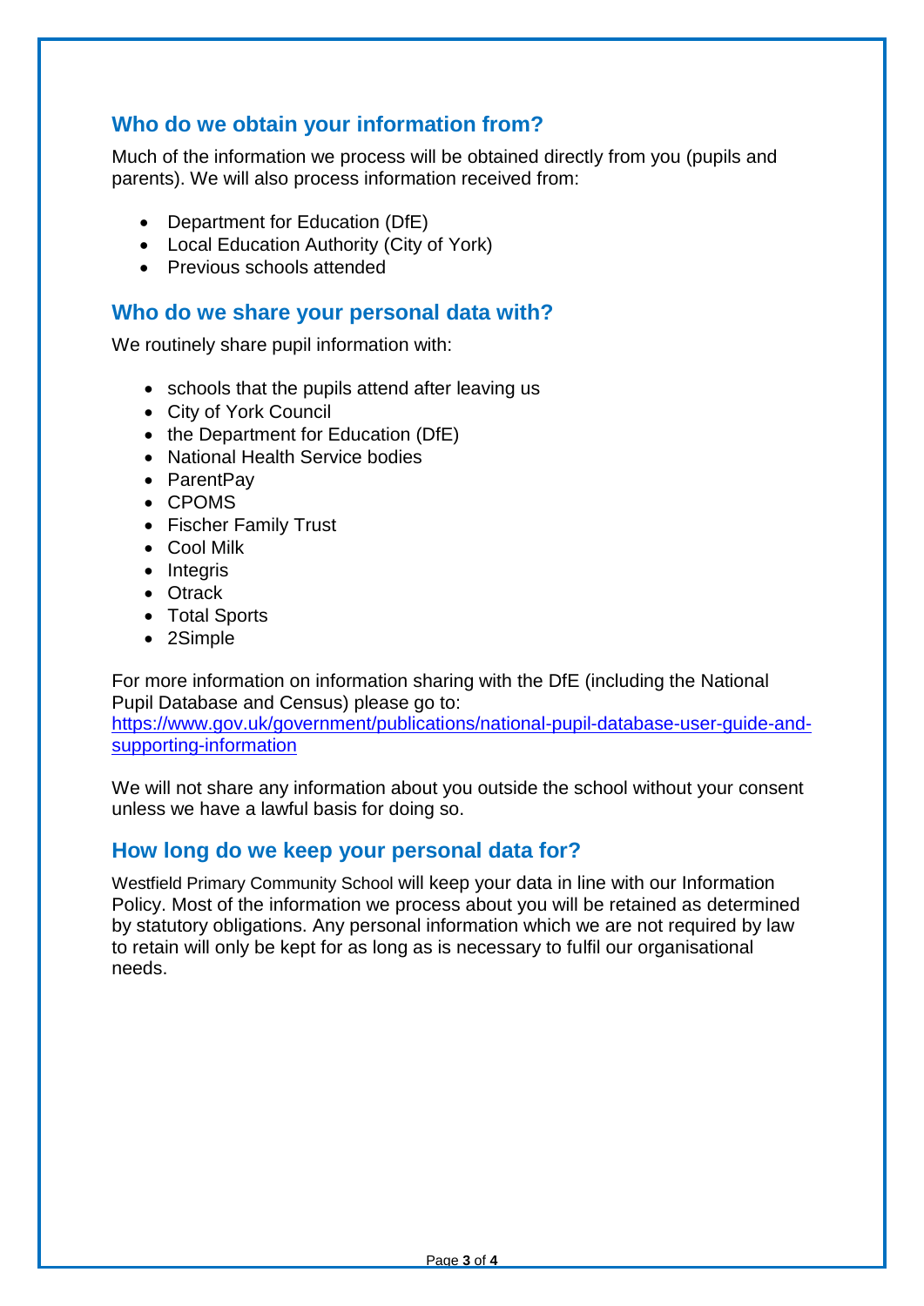## Who do we obtain your information from?

Much of the information we process will be obtained directly from you (pupils and parents). We will also process information received from:

- Department for Education (DfE)
- Local Education Authority (City of York)
- Previous schools attended

## Who do we share your personal data with?

We routinely share pupil information with:

- schools that the pupils attend after leaving us
- City of York Council
- the Department for Education (DfE)
- National Health Service bodies
- ParentPay
- CPOMS
- Fischer Family Trust
- Cool Milk
- Integris
- Otrack
- Total Sports
- 2Simple

For more information on information sharing with the DfE (including the National Pupil Database and Census) please go to:
[https://www.gov.uk/government/publications/national-pupil-database-user-guide-and-supporting-information](https://www.gov.uk/government/publications/national-pupil-database-user-guide-and-supporting-information)

We will not share any information about you outside the school without your consent unless we have a lawful basis for doing so.

## How long do we keep your personal data for?

Westfield Primary Community School will keep your data in line with our Information Policy. Most of the information we process about you will be retained as determined by statutory obligations. Any personal information which we are not required by law to retain will only be kept for as long as is necessary to fulfil our organisational needs.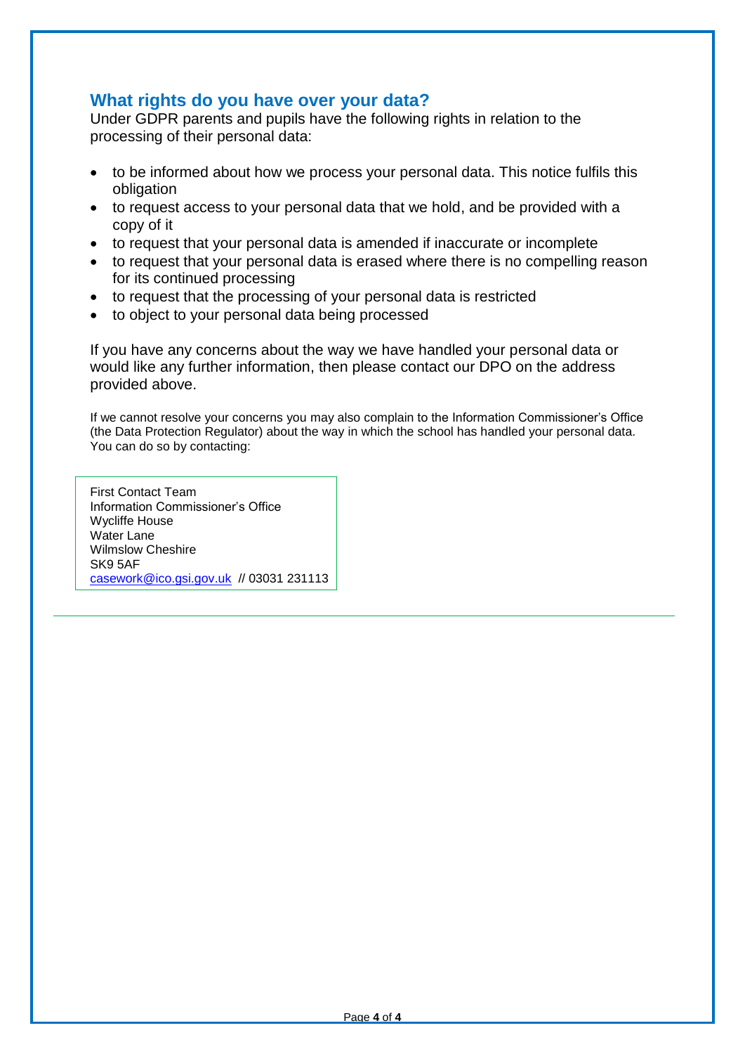## What rights do you have over your data?

Under GDPR parents and pupils have the following rights in relation to the processing of their personal data:

- to be informed about how we process your personal data. This notice fulfils this obligation
- to request access to your personal data that we hold, and be provided with a copy of it
- to request that your personal data is amended if inaccurate or incomplete
- to request that your personal data is erased where there is no compelling reason for its continued processing
- to request that the processing of your personal data is restricted
- to object to your personal data being processed

If you have any concerns about the way we have handled your personal data or would like any further information, then please contact our DPO on the address provided above.

If we cannot resolve your concerns you may also complain to the Information Commissioner's Office (the Data Protection Regulator) about the way in which the school has handled your personal data. You can do so by contacting:

First Contact Team
Information Commissioner's Office
Wycliffe House
Water Lane
Wilmslow Cheshire
SK9 5AF
casework@ico.gsi.gov.uk // 03031 231113